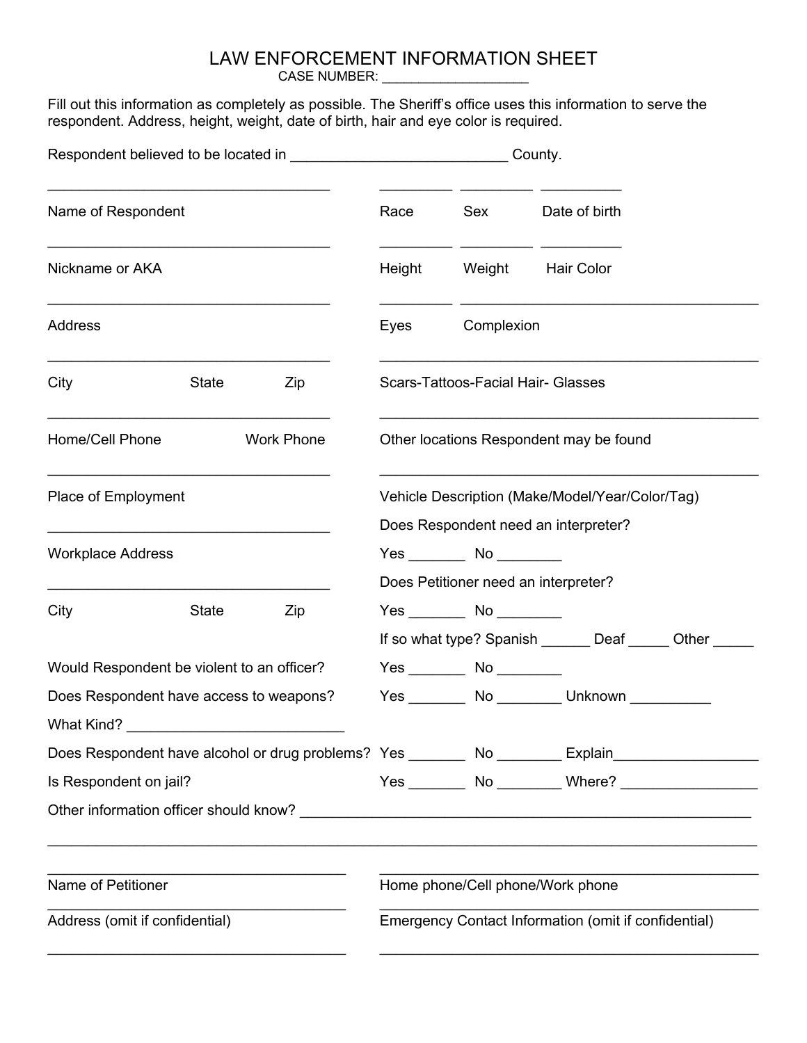# LAW ENFORCEMENT INFORMATION SHEET

CASE NUMBER: ___________________

Fill out this information as completely as possible. The Sheriff's office uses this information to serve the respondent. Address, height, weight, date of birth, hair and eye color is required.

Respondent believed to be located in ___________________________ County.

___________________________________ &nbsp;&nbsp; _________ &nbsp; _________ &nbsp; __________

Name of Respondent &nbsp;&nbsp;&nbsp;&nbsp; Race &nbsp;&nbsp; Sex &nbsp;&nbsp; Date of birth

___________________________________ &nbsp;&nbsp; _________ &nbsp; _________ &nbsp; __________

Nickname or AKA &nbsp;&nbsp;&nbsp;&nbsp; Height &nbsp;&nbsp; Weight &nbsp;&nbsp; Hair Color

___________________________________ &nbsp;&nbsp; _________ &nbsp; ____________________________________

Address &nbsp;&nbsp;&nbsp;&nbsp; Eyes &nbsp;&nbsp; Complexion

___________________________________ &nbsp;&nbsp; _______________________________________________

City &nbsp;&nbsp; State &nbsp;&nbsp; Zip &nbsp;&nbsp;&nbsp;&nbsp; Scars-Tattoos-Facial Hair- Glasses

___________________________________ &nbsp;&nbsp; _______________________________________________

Home/Cell Phone &nbsp;&nbsp; Work Phone &nbsp;&nbsp;&nbsp;&nbsp; Other locations Respondent may be found

___________________________________ &nbsp;&nbsp; _______________________________________________

Place of Employment &nbsp;&nbsp;&nbsp;&nbsp; Vehicle Description (Make/Model/Year/Color/Tag)

___________________________________ &nbsp;&nbsp; Does Respondent need an interpreter?

Workplace Address &nbsp;&nbsp;&nbsp;&nbsp; Yes _______ No ________

___________________________________ &nbsp;&nbsp; Does Petitioner need an interpreter?

City &nbsp;&nbsp; State &nbsp;&nbsp; Zip &nbsp;&nbsp;&nbsp;&nbsp; Yes _______ No ________

If so what type? Spanish ______ Deaf _____ Other _____

Would Respondent be violent to an officer? &nbsp;&nbsp; Yes _______ No ________

Does Respondent have access to weapons? &nbsp;&nbsp; Yes _______ No ________ Unknown __________

What Kind? __________________________

Does Respondent have alcohol or drug problems? &nbsp;&nbsp; Yes _______ No ________ Explain__________________

Is Respondent on jail? &nbsp;&nbsp; Yes _______ No ________ Where? _________________

Other information officer should know? ___________________________________________________________

_____________________________________________________________________________________

_____________________________________ &nbsp;&nbsp; _______________________________________________

Name of Petitioner &nbsp;&nbsp;&nbsp;&nbsp; Home phone/Cell phone/Work phone

_____________________________________ &nbsp;&nbsp; _______________________________________________

Address (omit if confidential) &nbsp;&nbsp;&nbsp;&nbsp; Emergency Contact Information (omit if confidential)

_____________________________________ &nbsp;&nbsp; _______________________________________________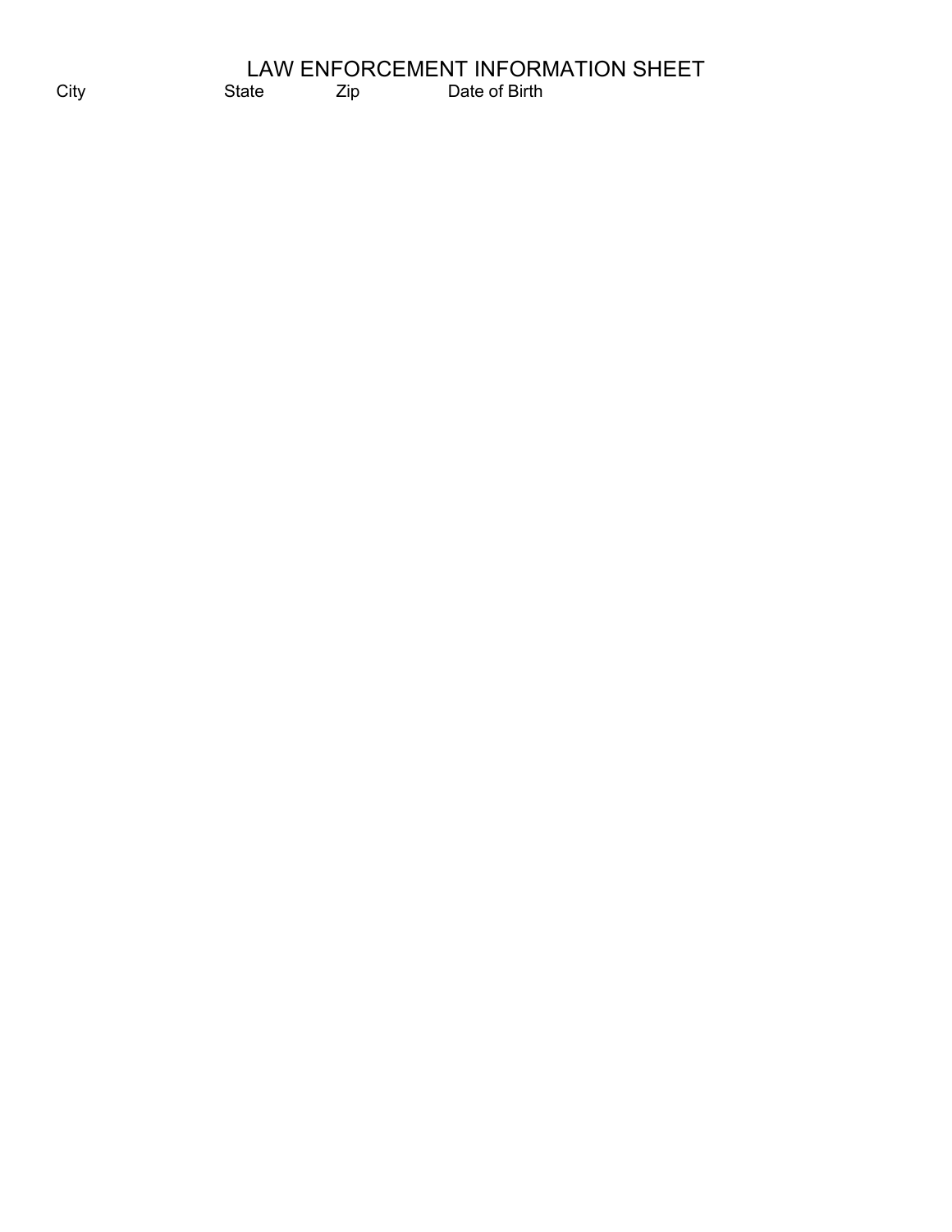# LAW ENFORCEMENT INFORMATION SHEET

| City | State | Zip | Date of Birth |
|---|---|---|---|